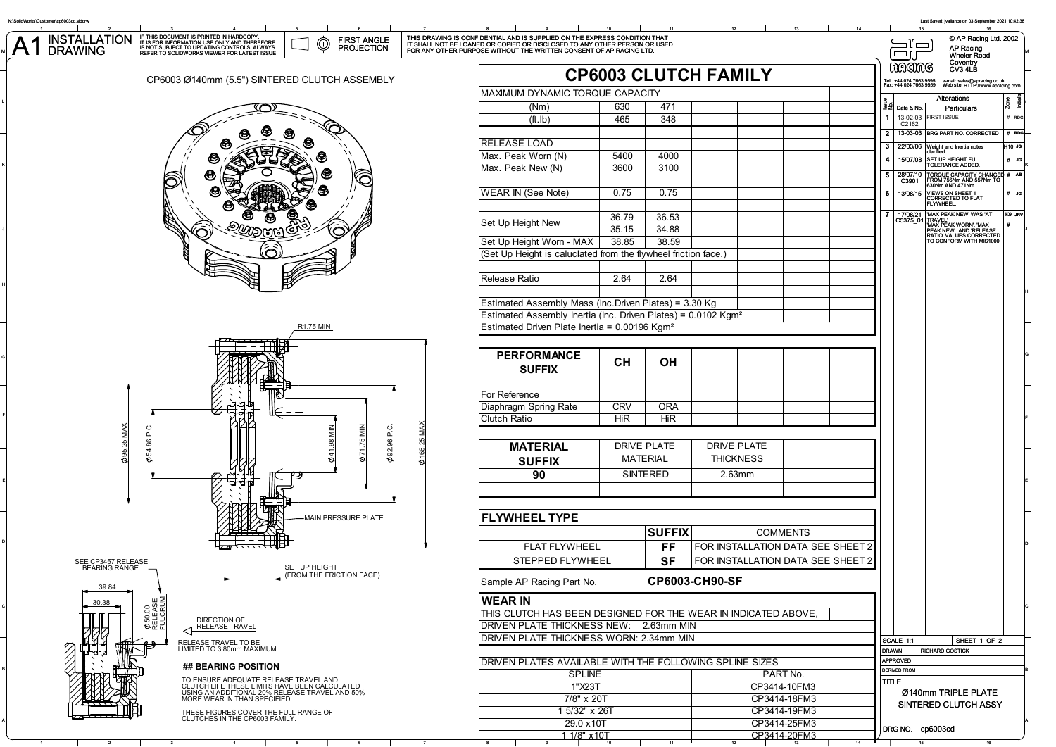# A1 INSTALLATION DRAWING

IF THIS DOCUMENT IS PRINTED IN HARDCOPY, IT IS FOR INFORMATION USE ONLY AND THEREFORE IS NOT SUBJECT TO UPDATING CONTROLS. ALWAYS REFER TO SOLIDWORKS VIEWER FOR LATEST ISSUE

FIRST ANGLE PROJECTION

THIS DRAWING IS CONFIDENTIAL AND IS SUPPLIED ON THE EXPRESS CONDITION THAT IT SHALL NOT BE LOANED OR COPIED OR DISCLOSED TO ANY OTHER PERSON OR USED FOR ANY OTHER PURPOSE WITHOUT THE WRITTEN CONSENT OF AP RACING LTD.

© AP Racing Ltd. 2002
AP Racing
Wheler Road
Coventry
CV3 4LB

Tel: +44 024 7663 9595 Fax: +44 024 7663 9559 e-mail: sales@apracing.co.uk Web site: HTTP://www.apracing.com

CP6003 Ø140mm (5.5") SINTERED CLUTCH ASSEMBLY

R1.75 MIN

Ø95.25 MAX
Ø54.86 P.C.
Ø41.98 MIN
Ø71.75 MIN
Ø92.96 P.C.
Ø166.25 MAX

MAIN PRESSURE PLATE

SEE CP3457 RELEASE BEARING RANGE.

SET UP HEIGHT (FROM THE FRICTION FACE)

39.84
30.38
Ø50.00 RELEASE FULCRUM

DIRECTION OF RELEASE TRAVEL

RELEASE TRAVEL TO BE LIMITED TO 3.80mm MAXIMUM

## ## BEARING POSITION

TO ENSURE ADEQUATE RELEASE TRAVEL AND CLUTCH LIFE THESE LIMITS HAVE BEEN CALCULATED USING AN ADDITIONAL 20% RELEASE TRAVEL AND 50% MORE WEAR IN THAN SPECIFIED.

THESE FIGURES COVER THE FULL RANGE OF CLUTCHES IN THE CP6003 FAMILY.

# CP6003 CLUTCH FAMILY

| MAXIMUM DYNAMIC TORQUE CAPACITY | | |
|---|---|---|
| (Nm) | 630 | 471 |
| (ft.lb) | 465 | 348 |
| RELEASE LOAD | | |
| Max. Peak Worn (N) | 5400 | 4000 |
| Max. Peak New (N) | 3600 | 3100 |
| WEAR IN (See Note) | 0.75 | 0.75 |
| Set Up Height New | 36.79 / 35.15 | 36.53 / 34.88 |
| Set Up Height Worn - MAX | 38.85 | 38.59 |
| (Set Up Height is caluclated from the flywheel friction face.) | | |
| Release Ratio | 2.64 | 2.64 |

Estimated Assembly Mass (Inc.Driven Plates) = 3.30 Kg
Estimated Assembly Inertia (Inc. Driven Plates) = 0.0102 Kgm²
Estimated Driven Plate Inertia = 0.00196 Kgm²

| PERFORMANCE SUFFIX | CH | OH |
|---|---|---|
| For Reference | | |
| Diaphragm Spring Rate | CRV | ORA |
| Clutch Ratio | HiR | HiR |

| MATERIAL SUFFIX | DRIVE PLATE MATERIAL | DRIVE PLATE THICKNESS |
|---|---|---|
| 90 | SINTERED | 2.63mm |

| FLYWHEEL TYPE | SUFFIX | COMMENTS |
|---|---|---|
| FLAT FLYWHEEL | FF | FOR INSTALLATION DATA SEE SHEET 2 |
| STEPPED FLYWHEEL | SF | FOR INSTALLATION DATA SEE SHEET 2 |

Sample AP Racing Part No. **CP6003-CH90-SF**

## WEAR IN

THIS CLUTCH HAS BEEN DESIGNED FOR THE WEAR IN INDICATED ABOVE,
DRIVEN PLATE THICKNESS NEW: 2.63mm MIN
DRIVEN PLATE THICKNESS WORN: 2.34mm MIN

DRIVEN PLATES AVAILABLE WITH THE FOLLOWING SPLINE SIZES

| SPLINE | PART No. |
|---|---|
| 1"X23T | CP3414-10FM3 |
| 7/8" x 20T | CP3414-18FM3 |
| 1 5/32" x 26T | CP3414-19FM3 |
| 29.0 x10T | CP3414-25FM3 |
| 1 1/8" x10T | CP3414-20FM3 |

| Issue No. | Date & No. | Alterations Particulars | Zone | Initials |
|---|---|---|---|---|
| 1 | 13-02-03 C2162 | FIRST ISSUE | # | RDG |
| 2 | 13-03-03 | BRG PART NO. CORRECTED | # | RDG |
| 3 | 22/03/06 | Weight and Inertia notes clarified. | H10 | JG |
| 4 | 15/07/08 | SET UP HEIGHT FULL TOLERANCE ADDED. | # | JG |
| 5 | 28/07/10 C3901 | TORQUE CAPACITY CHANGED FROM 756Nm AND 557Nm TO 630Nm AND 471Nm | # | AB |
| 6 | 13/08/15 | VIEWS ON SHEET 1 CORRECTED TO FLAT FLYWHEEL. | # | JG |
| 7 | 17/08/21 C5375_01 | 'MAX PEAK NEW' WAS 'AT TRAVEL' 'MAX PEAK WORN', 'MAX PEAK NEW' AND 'RELEASE RATIO' VALUES CORRECTED TO CONFORM WITH MIS1000 | K9 # | JRV |

SCALE 1:1 SHEET 1 OF 2
DRAWN: RICHARD GOSTICK
APPROVED
DERIVED FROM
TITLE: Ø140mm TRIPLE PLATE SINTERED CLUTCH ASSY
DRG NO. cp6003cd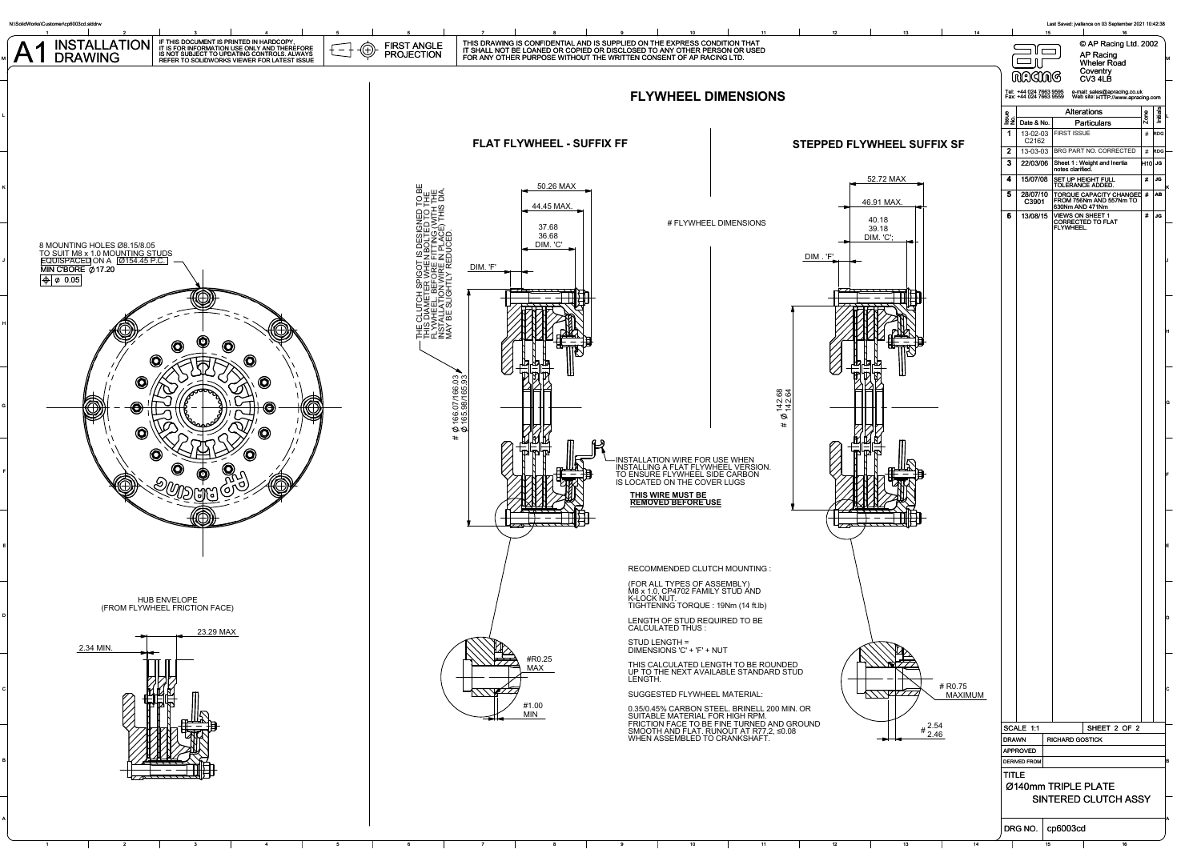# A1 INSTALLATION DRAWING

IF THIS DOCUMENT IS PRINTED IN HARDCOPY, IT IS FOR INFORMATION USE ONLY AND THEREFORE IS NOT SUBJECT TO UPDATING CONTROLS. ALWAYS REFER TO SOLIDWORKS VIEWER FOR LATEST ISSUE

FIRST ANGLE PROJECTION

THIS DRAWING IS CONFIDENTIAL AND IS SUPPLIED ON THE EXPRESS CONDITION THAT IT SHALL NOT BE LOANED OR COPIED OR DISCLOSED TO ANY OTHER PERSON OR USED FOR ANY OTHER PURPOSE WITHOUT THE WRITTEN CONSENT OF AP RACING LTD.

© AP Racing Ltd. 2002
AP Racing
Wheler Road
Coventry
CV3 4LB

Tel: +44 024 7663 9595 e-mail: sales@apracing.co.uk
Fax: +44 024 7663 9559 Web site: HTTP://www.apracing.com

## FLYWHEEL DIMENSIONS

### FLAT FLYWHEEL - SUFFIX FF

50.26 MAX
44.45 MAX.
37.68
36.68
DIM. 'C'
DIM. 'F'

# Ø 166.07/166.03
Ø 165.98/165.93

THE CLUTCH SPIGOT IS DESIGNED TO BE THIS DIAMETER WHEN BOLTED TO THE FLYWHEEL. BEFORE FITTING (WITH THE INSTALLATION WIRE IN PLACE) THIS DIA. MAY BE SLIGHTLY REDUCED.

INSTALLATION WIRE FOR USE WHEN INSTALLING A FLAT FLYWHEEL VERSION. TO ENSURE FLYWHEEL SIDE CARBON IS LOCATED ON THE COVER LUGS

**THIS WIRE MUST BE REMOVED BEFORE USE**

#R0.25 MAX
#1.00 MIN

# FLYWHEEL DIMENSIONS

### STEPPED FLYWHEEL SUFFIX SF

52.72 MAX
46.91 MAX.
40.18
39.18
DIM. 'C'
DIM . 'F'

# Ø 142.68
142.64

# R0.75 MAXIMUM
# 2.54
2.46

8 MOUNTING HOLES Ø8.15/8.05
TO SUIT M8 x 1.0 MOUNTING STUDS
EQUISPACED ON A Ø154.45 P.C.
MIN C'BORE Ø17.20
⌖ ϕ 0.05

HUB ENVELOPE
(FROM FLYWHEEL FRICTION FACE)
23.29 MAX
2.34 MIN.

RECOMMENDED CLUTCH MOUNTING :

(FOR ALL TYPES OF ASSEMBLY)
M8 x 1.0, CP4702 FAMILY STUD AND K-LOCK NUT.
TIGHTENING TORQUE : 19Nm (14 ft.lb)

LENGTH OF STUD REQUIRED TO BE CALCULATED THUS :

STUD LENGTH =
DIMENSIONS 'C' + 'F' + NUT

THIS CALCULATED LENGTH TO BE ROUNDED UP TO THE NEXT AVAILABLE STANDARD STUD LENGTH.

SUGGESTED FLYWHEEL MATERIAL:

0.35/0.45% CARBON STEEL. BRINELL 200 MIN. OR SUITABLE MATERIAL FOR HIGH RPM.
FRICTION FACE TO BE FINE TURNED AND GROUND SMOOTH AND FLAT. RUNOUT AT R77.2, ≤0.08 WHEN ASSEMBLED TO CRANKSHAFT.

| Issue No. | Date & No. | Alterations – Particulars | Zone | Initials |
|---|---|---|---|---|
| 1 | 13-02-03 C2162 | FIRST ISSUE | # | RDG |
| 2 | 13-03-03 | BRG PART NO. CORRECTED | # | RDG |
| 3 | 22/03/06 | Sheet 1 : Weight and Inertia notes clarified. | H10 | JG |
| 4 | 15/07/08 | SET UP HEIGHT FULL TOLERANCE ADDED. | # | JG |
| 5 | 28/07/10 C3901 | TORQUE CAPACITY CHANGED FROM 756Nm AND 557Nm TO 630Nm AND 471Nm | # | AB |
| 6 | 13/08/15 | VIEWS ON SHEET 1 CORRECTED TO FLAT FLYWHEEL. | # | JG |

| | |
|---|---|
| SCALE 1:1 | SHEET 2 OF 2 |
| DRAWN | RICHARD GOSTICK |
| APPROVED | |
| DERIVED FROM | |
| TITLE | Ø140mm TRIPLE PLATE SINTERED CLUTCH ASSY |
| DRG NO. | cp6003cd |